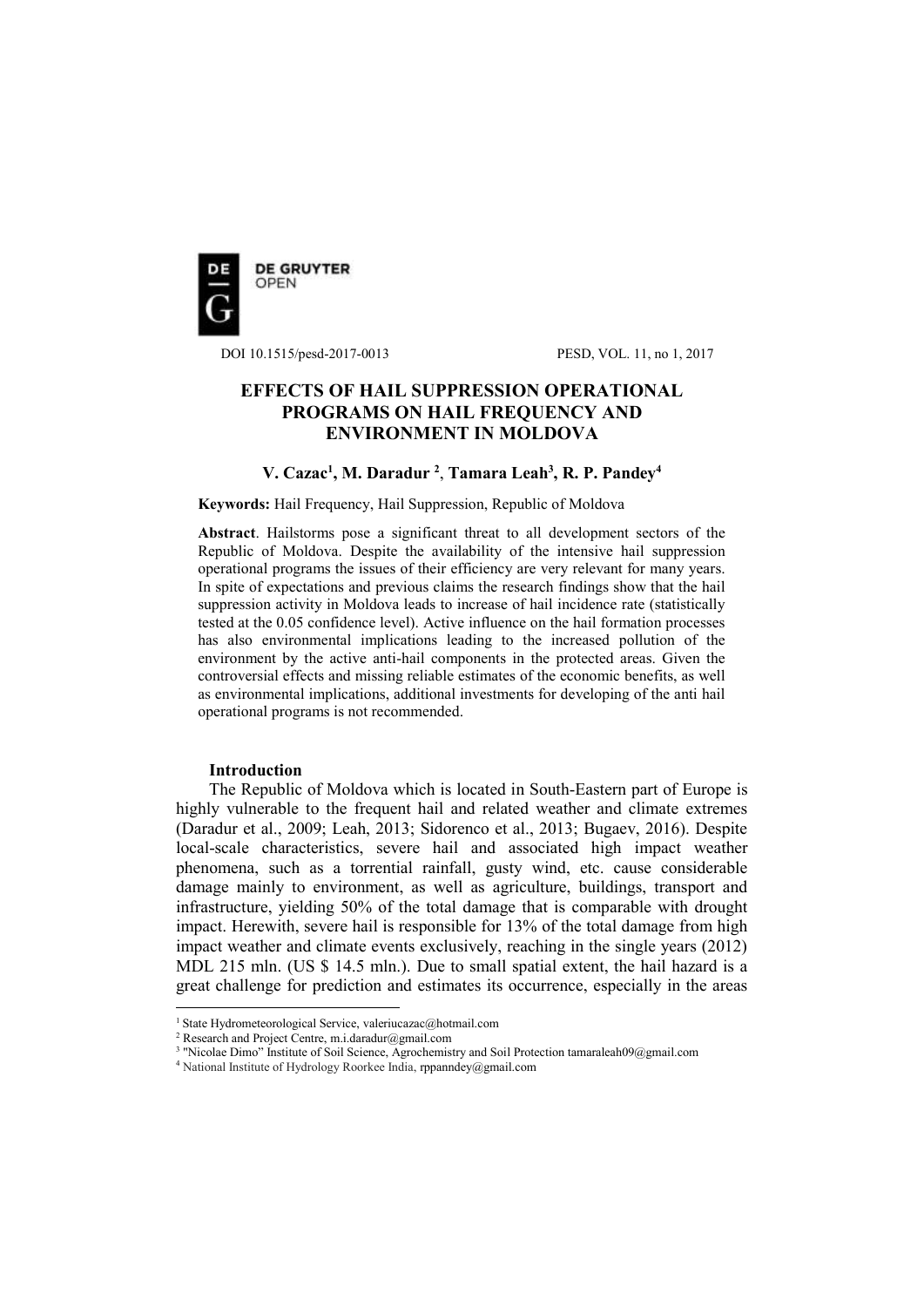DOI 10.1515/pesd-2017-0013 PESD, VOL. 11, no 1, 2017

# EFFECTS OF HAIL SUPPRESSION OPERATIONAL PROGRAMS ON HAIL FREQUENCY AND ENVIRONMENT IN MOLDOVA

**V. Cazac[1], M. Daradur [2], Tamara Leah[3], R. P. Pandey[4]**

**Keywords:** Hail Frequency, Hail Suppression, Republic of Moldova

**Abstract**. Hailstorms pose a significant threat to all development sectors of the Republic of Moldova. Despite the availability of the intensive hail suppression operational programs the issues of their efficiency are very relevant for many years. In spite of expectations and previous claims the research findings show that the hail suppression activity in Moldova leads to increase of hail incidence rate (statistically tested at the 0.05 confidence level). Active influence on the hail formation processes has also environmental implications leading to the increased pollution of the environment by the active anti-hail components in the protected areas. Given the controversial effects and missing reliable estimates of the economic benefits, as well as environmental implications, additional investments for developing of the anti hail operational programs is not recommended.

## Introduction

The Republic of Moldova which is located in South-Eastern part of Europe is highly vulnerable to the frequent hail and related weather and climate extremes (Daradur et al., 2009; Leah, 2013; Sidorenco et al., 2013; Bugaev, 2016). Despite local-scale characteristics, severe hail and associated high impact weather phenomena, such as a torrential rainfall, gusty wind, etc. cause considerable damage mainly to environment, as well as agriculture, buildings, transport and infrastructure, yielding 50% of the total damage that is comparable with drought impact. Herewith, severe hail is responsible for 13% of the total damage from high impact weather and climate events exclusively, reaching in the single years (2012) MDL 215 mln. (US $ 14.5 mln.). Due to small spatial extent, the hail hazard is a great challenge for prediction and estimates its occurrence, especially in the areas

---

[1] State Hydrometeorological Service, valeriucazac@hotmail.com

[2] Research and Project Centre, m.i.daradur@gmail.com

[3] "Nicolae Dimo" Institute of Soil Science, Agrochemistry and Soil Protection tamaraleah09@gmail.com

[4] National Institute of Hydrology Roorkee India, rppanndey@gmail.com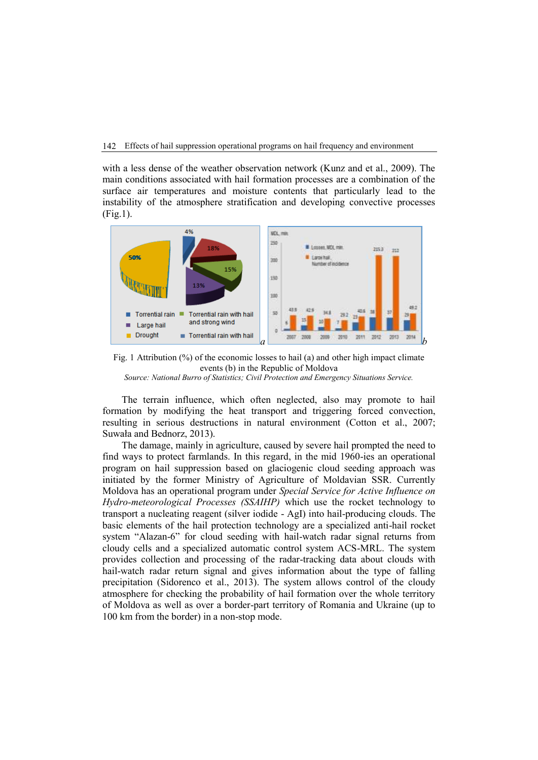with a less dense of the weather observation network (Kunz and et al., 2009). The main conditions associated with hail formation processes are a combination of the surface air temperatures and moisture contents that particularly lead to the instability of the atmosphere stratification and developing convective processes (Fig.1).

Fig. 1 Attribution (%) of the economic losses to hail (a) and other high impact climate events (b) in the Republic of Moldova

*Source: National Burro of Statistics; Civil Protection and Emergency Situations Service.*

The terrain influence, which often neglected, also may promote to hail formation by modifying the heat transport and triggering forced convection, resulting in serious destructions in natural environment (Cotton et al., 2007; Suwała and Bednorz, 2013).

The damage, mainly in agriculture, caused by severe hail prompted the need to find ways to protect farmlands. In this regard, in the mid 1960-ies an operational program on hail suppression based on glaciogenic cloud seeding approach was initiated by the former Ministry of Agriculture of Moldavian SSR. Currently Moldova has an operational program under *Special Service for Active Influence on Hydro-meteorological Processes (SSAIHP)* which use the rocket technology to transport a nucleating reagent (silver iodide - AgI) into hail-producing clouds. The basic elements of the hail protection technology are a specialized anti-hail rocket system "Alazan-6" for cloud seeding with hail-watch radar signal returns from cloudy cells and a specialized automatic control system ACS-MRL. The system provides collection and processing of the radar-tracking data about clouds with hail-watch radar return signal and gives information about the type of falling precipitation (Sidorenco et al., 2013). The system allows control of the cloudy atmosphere for checking the probability of hail formation over the whole territory of Moldova as well as over a border-part territory of Romania and Ukraine (up to 100 km from the border) in a non-stop mode.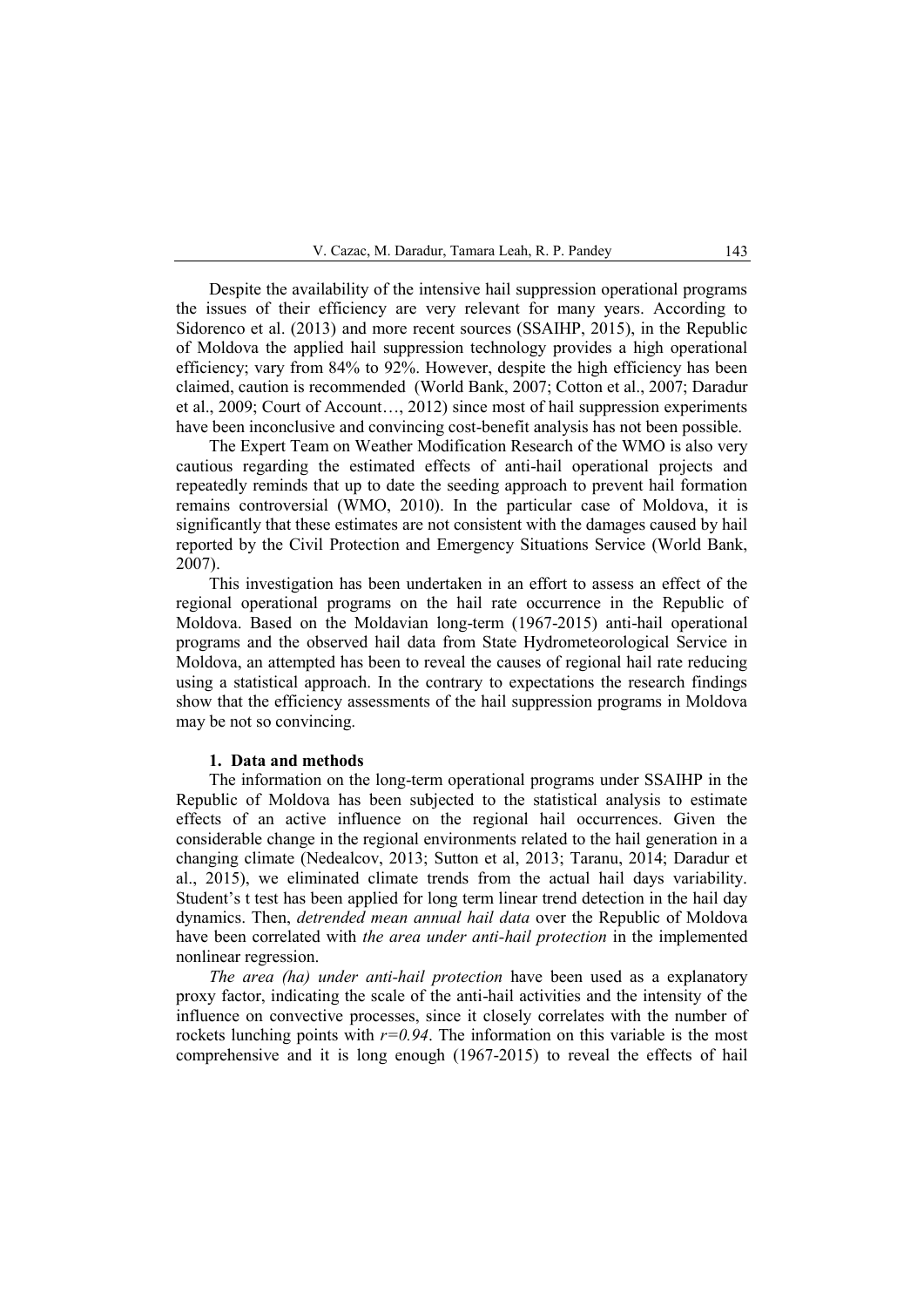Despite the availability of the intensive hail suppression operational programs the issues of their efficiency are very relevant for many years. According to Sidorenco et al. (2013) and more recent sources (SSAIHP, 2015), in the Republic of Moldova the applied hail suppression technology provides a high operational efficiency; vary from 84% to 92%. However, despite the high efficiency has been claimed, caution is recommended (World Bank, 2007; Cotton et al., 2007; Daradur et al., 2009; Court of Account…, 2012) since most of hail suppression experiments have been inconclusive and convincing cost-benefit analysis has not been possible.

The Expert Team on Weather Modification Research of the WMO is also very cautious regarding the estimated effects of anti-hail operational projects and repeatedly reminds that up to date the seeding approach to prevent hail formation remains controversial (WMO, 2010). In the particular case of Moldova, it is significantly that these estimates are not consistent with the damages caused by hail reported by the Civil Protection and Emergency Situations Service (World Bank, 2007).

This investigation has been undertaken in an effort to assess an effect of the regional operational programs on the hail rate occurrence in the Republic of Moldova. Based on the Moldavian long-term (1967-2015) anti-hail operational programs and the observed hail data from State Hydrometeorological Service in Moldova, an attempted has been to reveal the causes of regional hail rate reducing using a statistical approach. In the contrary to expectations the research findings show that the efficiency assessments of the hail suppression programs in Moldova may be not so convincing.

## 1. Data and methods

The information on the long-term operational programs under SSAIHP in the Republic of Moldova has been subjected to the statistical analysis to estimate effects of an active influence on the regional hail occurrences. Given the considerable change in the regional environments related to the hail generation in a changing climate (Nedealcov, 2013; Sutton et al, 2013; Taranu, 2014; Daradur et al., 2015), we eliminated climate trends from the actual hail days variability. Student's t test has been applied for long term linear trend detection in the hail day dynamics. Then, *detrended mean annual hail data* over the Republic of Moldova have been correlated with *the area under anti-hail protection* in the implemented nonlinear regression.

*The area (ha) under anti-hail protection* have been used as a explanatory proxy factor, indicating the scale of the anti-hail activities and the intensity of the influence on convective processes, since it closely correlates with the number of rockets lunching points with $r=0.94$. The information on this variable is the most comprehensive and it is long enough (1967-2015) to reveal the effects of hail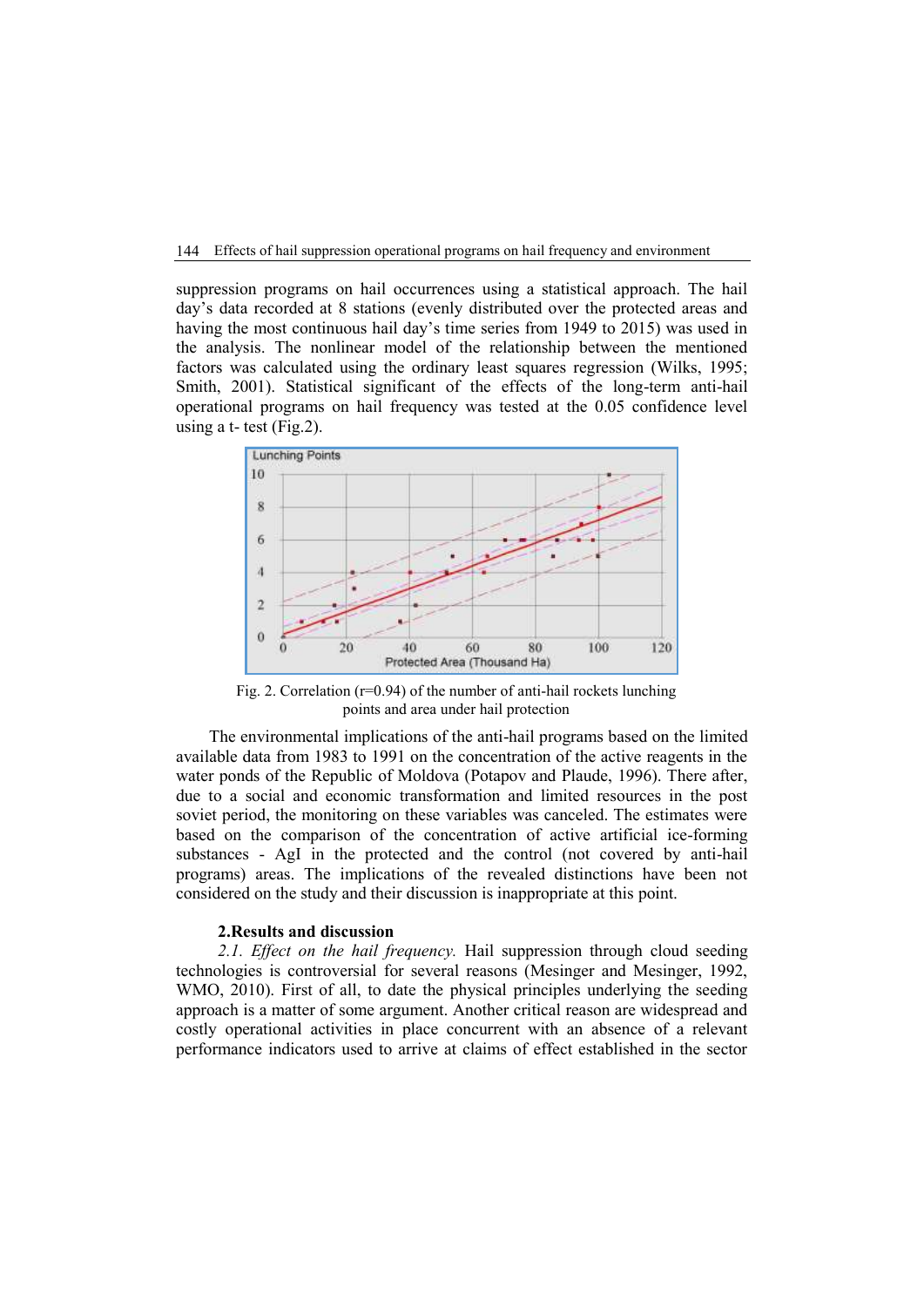suppression programs on hail occurrences using a statistical approach. The hail day's data recorded at 8 stations (evenly distributed over the protected areas and having the most continuous hail day's time series from 1949 to 2015) was used in the analysis. The nonlinear model of the relationship between the mentioned factors was calculated using the ordinary least squares regression (Wilks, 1995; Smith, 2001). Statistical significant of the effects of the long-term anti-hail operational programs on hail frequency was tested at the 0.05 confidence level using a t- test (Fig.2).

Fig. 2. Correlation (r=0.94) of the number of anti-hail rockets lunching points and area under hail protection

The environmental implications of the anti-hail programs based on the limited available data from 1983 to 1991 on the concentration of the active reagents in the water ponds of the Republic of Moldova (Potapov and Plaude, 1996). There after, due to a social and economic transformation and limited resources in the post soviet period, the monitoring on these variables was canceled. The estimates were based on the comparison of the concentration of active artificial ice-forming substances - AgI in the protected and the control (not covered by anti-hail programs) areas. The implications of the revealed distinctions have been not considered on the study and their discussion is inappropriate at this point.

## 2.Results and discussion

*2.1. Effect on the hail frequency.* Hail suppression through cloud seeding technologies is controversial for several reasons (Mesinger and Mesinger, 1992, WMO, 2010). First of all, to date the physical principles underlying the seeding approach is a matter of some argument. Another critical reason are widespread and costly operational activities in place concurrent with an absence of a relevant performance indicators used to arrive at claims of effect established in the sector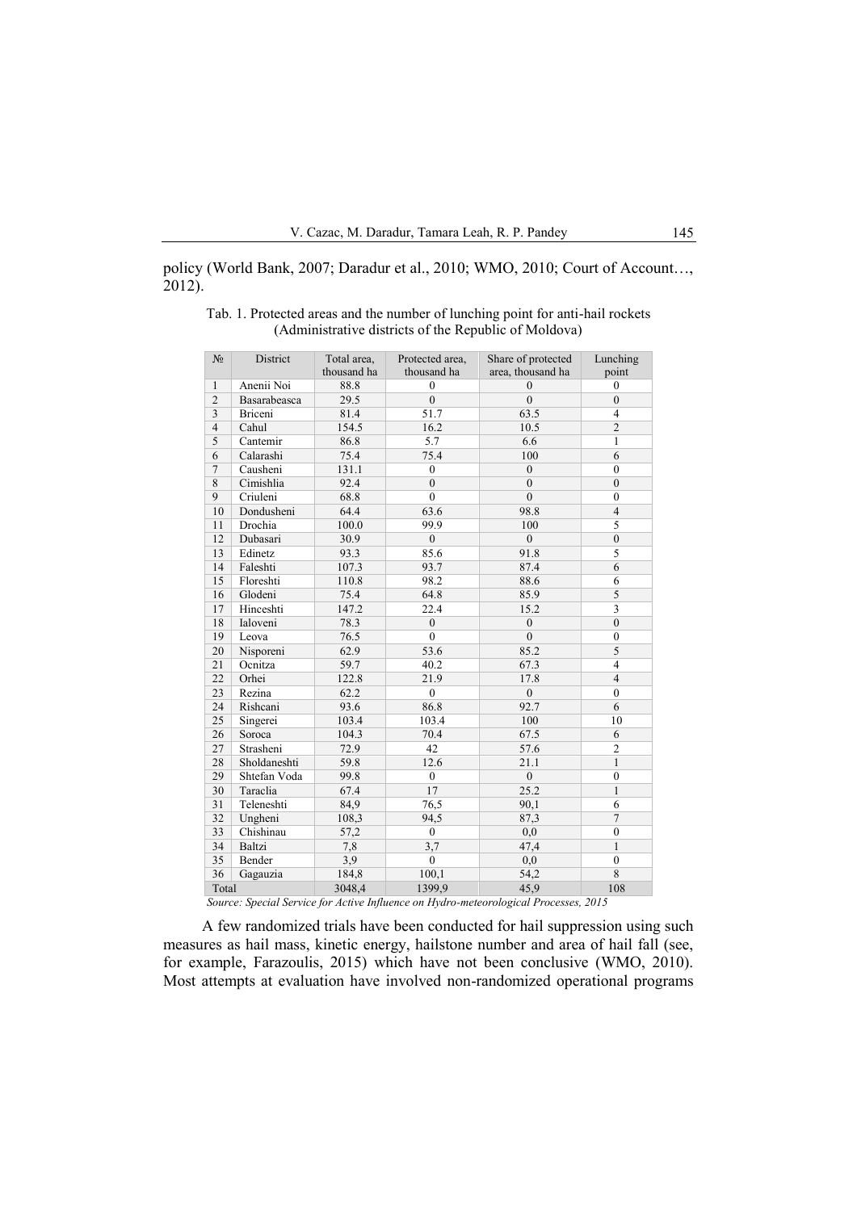policy (World Bank, 2007; Daradur et al., 2010; WMO, 2010; Court of Account…, 2012).

Tab. 1. Protected areas and the number of lunching point for anti-hail rockets (Administrative districts of the Republic of Moldova)

| № | District | Total area, thousand ha | Protected area, thousand ha | Share of protected area, thousand ha | Lunching point |
|---|---|---|---|---|---|
| 1 | Anenii Noi | 88.8 | 0 | 0 | 0 |
| 2 | Basarabeasca | 29.5 | 0 | 0 | 0 |
| 3 | Briceni | 81.4 | 51.7 | 63.5 | 4 |
| 4 | Cahul | 154.5 | 16.2 | 10.5 | 2 |
| 5 | Cantemir | 86.8 | 5.7 | 6.6 | 1 |
| 6 | Calarashi | 75.4 | 75.4 | 100 | 6 |
| 7 | Causheni | 131.1 | 0 | 0 | 0 |
| 8 | Cimishlia | 92.4 | 0 | 0 | 0 |
| 9 | Criuleni | 68.8 | 0 | 0 | 0 |
| 10 | Dondusheni | 64.4 | 63.6 | 98.8 | 4 |
| 11 | Drochia | 100.0 | 99.9 | 100 | 5 |
| 12 | Dubasari | 30.9 | 0 | 0 | 0 |
| 13 | Edinetz | 93.3 | 85.6 | 91.8 | 5 |
| 14 | Faleshti | 107.3 | 93.7 | 87.4 | 6 |
| 15 | Floreshti | 110.8 | 98.2 | 88.6 | 6 |
| 16 | Glodeni | 75.4 | 64.8 | 85.9 | 5 |
| 17 | Hinceshti | 147.2 | 22.4 | 15.2 | 3 |
| 18 | Ialoveni | 78.3 | 0 | 0 | 0 |
| 19 | Leova | 76.5 | 0 | 0 | 0 |
| 20 | Nisporeni | 62.9 | 53.6 | 85.2 | 5 |
| 21 | Ocnitza | 59.7 | 40.2 | 67.3 | 4 |
| 22 | Orhei | 122.8 | 21.9 | 17.8 | 4 |
| 23 | Rezina | 62.2 | 0 | 0 | 0 |
| 24 | Rishcani | 93.6 | 86.8 | 92.7 | 6 |
| 25 | Singerei | 103.4 | 103.4 | 100 | 10 |
| 26 | Soroca | 104.3 | 70.4 | 67.5 | 6 |
| 27 | Strasheni | 72.9 | 42 | 57.6 | 2 |
| 28 | Sholdaneshti | 59.8 | 12.6 | 21.1 | 1 |
| 29 | Shtefan Voda | 99.8 | 0 | 0 | 0 |
| 30 | Taraclia | 67.4 | 17 | 25.2 | 1 |
| 31 | Teleneshti | 84,9 | 76,5 | 90,1 | 6 |
| 32 | Ungheni | 108,3 | 94,5 | 87,3 | 7 |
| 33 | Chishinau | 57,2 | 0 | 0,0 | 0 |
| 34 | Baltzi | 7,8 | 3,7 | 47,4 | 1 |
| 35 | Bender | 3,9 | 0 | 0,0 | 0 |
| 36 | Gagauzia | 184,8 | 100,1 | 54,2 | 8 |
| Total | | 3048,4 | 1399,9 | 45,9 | 108 |

*Source: Special Service for Active Influence on Hydro-meteorological Processes, 2015*

A few randomized trials have been conducted for hail suppression using such measures as hail mass, kinetic energy, hailstone number and area of hail fall (see, for example, Farazoulis, 2015) which have not been conclusive (WMO, 2010). Most attempts at evaluation have involved non-randomized operational programs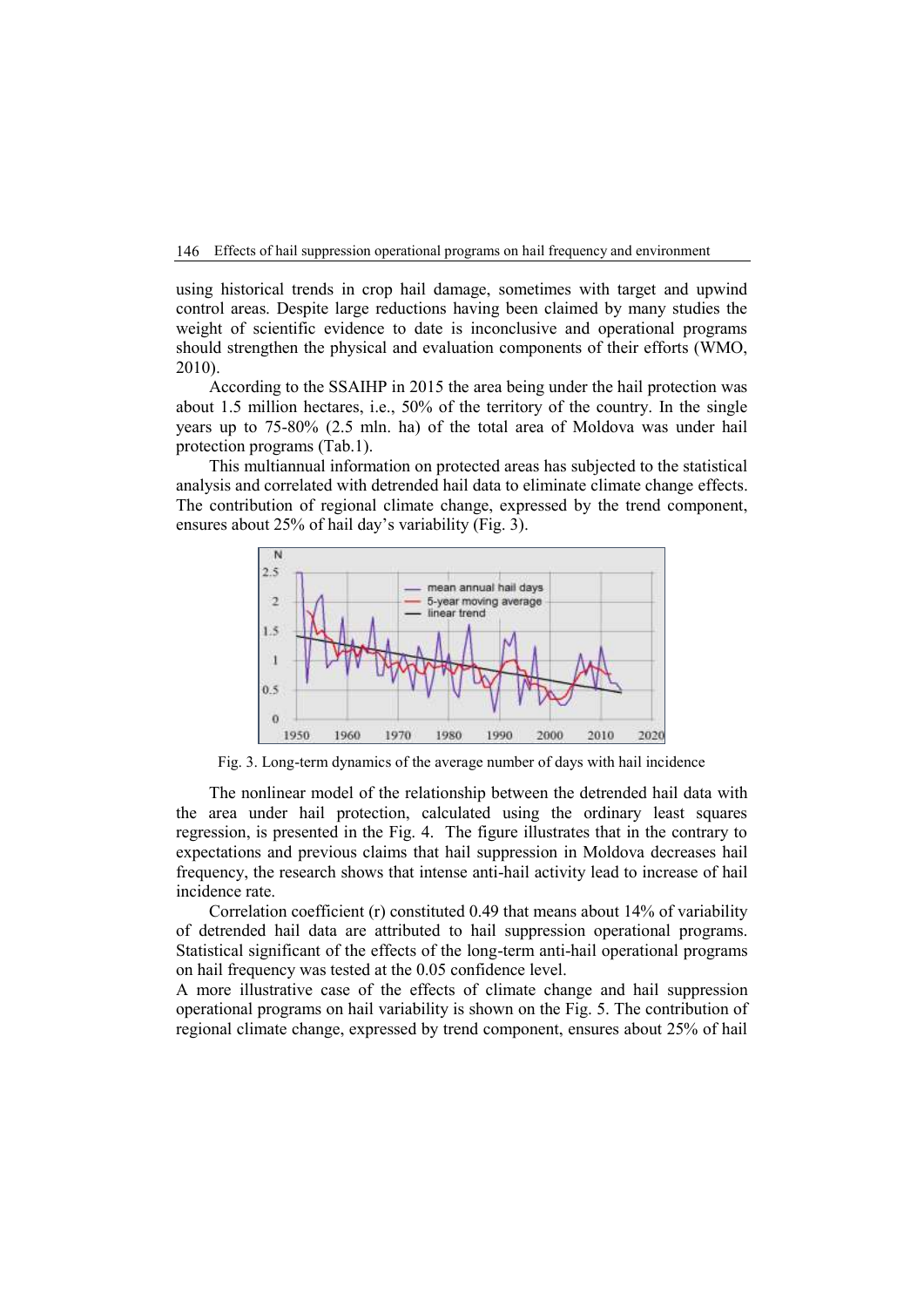using historical trends in crop hail damage, sometimes with target and upwind control areas. Despite large reductions having been claimed by many studies the weight of scientific evidence to date is inconclusive and operational programs should strengthen the physical and evaluation components of their efforts (WMO, 2010).

According to the SSAIHP in 2015 the area being under the hail protection was about 1.5 million hectares, i.e., 50% of the territory of the country. In the single years up to 75-80% (2.5 mln. ha) of the total area of Moldova was under hail protection programs (Tab.1).

This multiannual information on protected areas has subjected to the statistical analysis and correlated with detrended hail data to eliminate climate change effects. The contribution of regional climate change, expressed by the trend component, ensures about 25% of hail day's variability (Fig. 3).

Fig. 3. Long-term dynamics of the average number of days with hail incidence

The nonlinear model of the relationship between the detrended hail data with the area under hail protection, calculated using the ordinary least squares regression, is presented in the Fig. 4. The figure illustrates that in the contrary to expectations and previous claims that hail suppression in Moldova decreases hail frequency, the research shows that intense anti-hail activity lead to increase of hail incidence rate.

Correlation coefficient (r) constituted 0.49 that means about 14% of variability of detrended hail data are attributed to hail suppression operational programs. Statistical significant of the effects of the long-term anti-hail operational programs on hail frequency was tested at the 0.05 confidence level.

A more illustrative case of the effects of climate change and hail suppression operational programs on hail variability is shown on the Fig. 5. The contribution of regional climate change, expressed by trend component, ensures about 25% of hail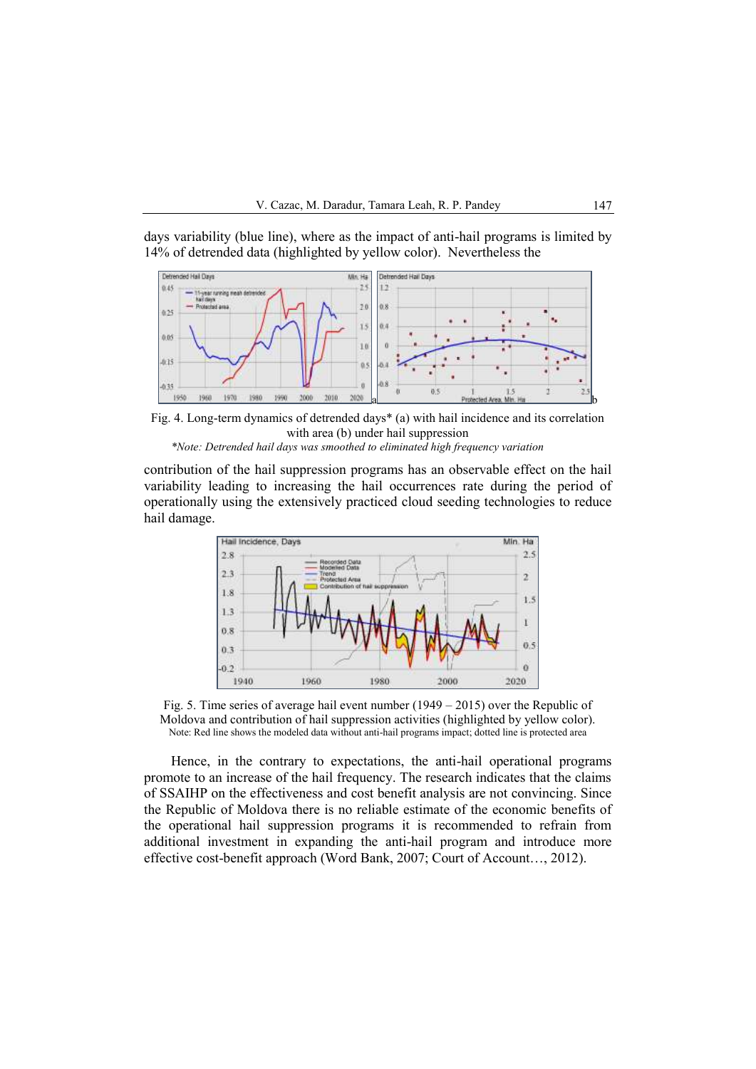days variability (blue line), where as the impact of anti-hail programs is limited by 14% of detrended data (highlighted by yellow color). Nevertheless the

Fig. 4. Long-term dynamics of detrended days* (a) with hail incidence and its correlation with area (b) under hail suppression

*\*Note: Detrended hail days was smoothed to eliminated high frequency variation*

contribution of the hail suppression programs has an observable effect on the hail variability leading to increasing the hail occurrences rate during the period of operationally using the extensively practiced cloud seeding technologies to reduce hail damage.

Fig. 5. Time series of average hail event number (1949 – 2015) over the Republic of Moldova and contribution of hail suppression activities (highlighted by yellow color).
Note: Red line shows the modeled data without anti-hail programs impact; dotted line is protected area

Hence, in the contrary to expectations, the anti-hail operational programs promote to an increase of the hail frequency. The research indicates that the claims of SSAIHP on the effectiveness and cost benefit analysis are not convincing. Since the Republic of Moldova there is no reliable estimate of the economic benefits of the operational hail suppression programs it is recommended to refrain from additional investment in expanding the anti-hail program and introduce more effective cost-benefit approach (Word Bank, 2007; Court of Account…, 2012).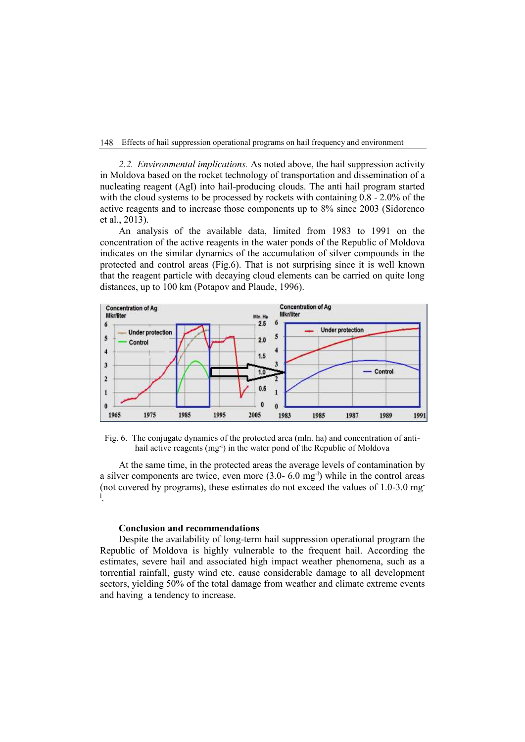*2.2. Environmental implications.* As noted above, the hail suppression activity in Moldova based on the rocket technology of transportation and dissemination of a nucleating reagent (AgI) into hail-producing clouds. The anti hail program started with the cloud systems to be processed by rockets with containing 0.8 - 2.0% of the active reagents and to increase those components up to 8% since 2003 (Sidorenco et al., 2013).

An analysis of the available data, limited from 1983 to 1991 on the concentration of the active reagents in the water ponds of the Republic of Moldova indicates on the similar dynamics of the accumulation of silver compounds in the protected and control areas (Fig.6). That is not surprising since it is well known that the reagent particle with decaying cloud elements can be carried on quite long distances, up to 100 km (Potapov and Plaude, 1996).

Fig. 6. The conjugate dynamics of the protected area (mln. ha) and concentration of anti-hail active reagents ($mg^{-l}$) in the water pond of the Republic of Moldova

At the same time, in the protected areas the average levels of contamination by a silver components are twice, even more (3.0- 6.0 $mg^{-l}$) while in the control areas (not covered by programs), these estimates do not exceed the values of 1.0-3.0 $mg^{-l}$.

**Conclusion and recommendations**

Despite the availability of long-term hail suppression operational program the Republic of Moldova is highly vulnerable to the frequent hail. According the estimates, severe hail and associated high impact weather phenomena, such as a torrential rainfall, gusty wind etc. cause considerable damage to all development sectors, yielding 50% of the total damage from weather and climate extreme events and having a tendency to increase.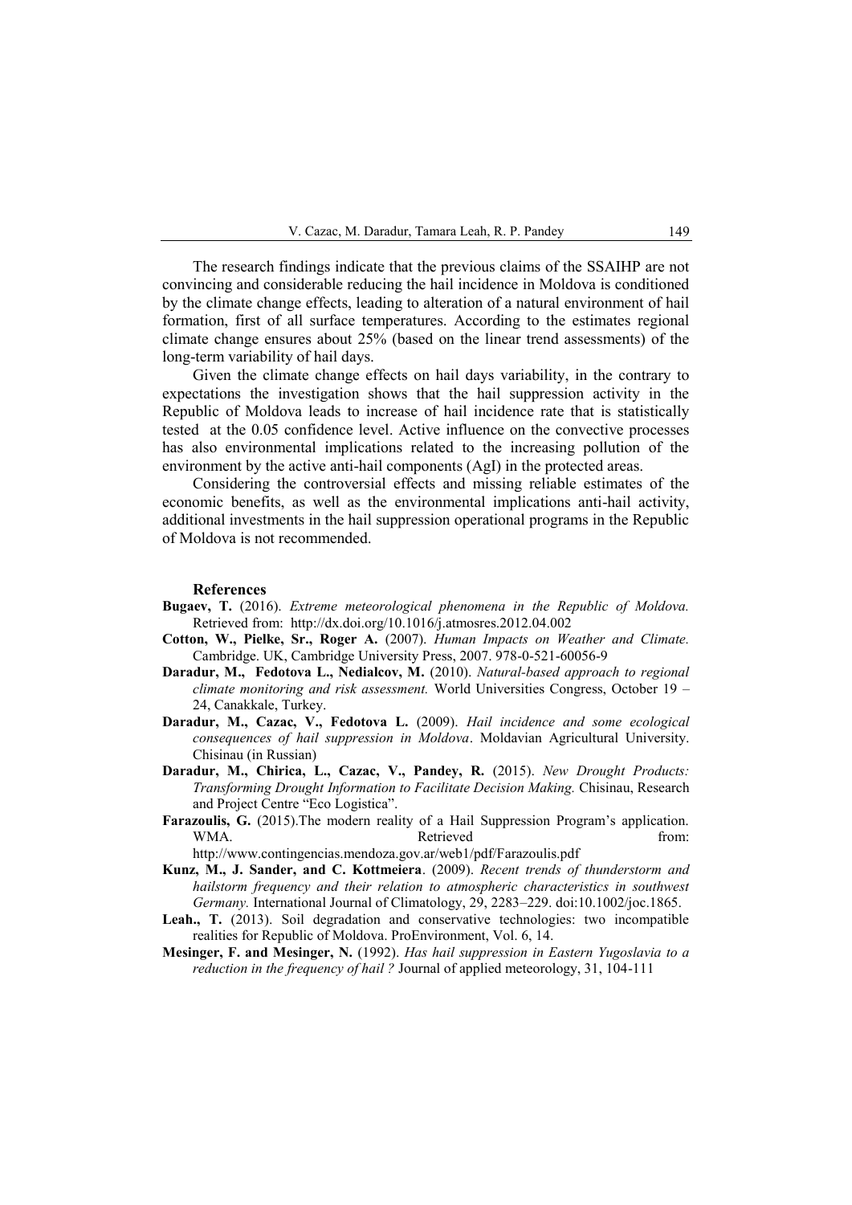The research findings indicate that the previous claims of the SSAIHP are not convincing and considerable reducing the hail incidence in Moldova is conditioned by the climate change effects, leading to alteration of a natural environment of hail formation, first of all surface temperatures. According to the estimates regional climate change ensures about 25% (based on the linear trend assessments) of the long-term variability of hail days.

Given the climate change effects on hail days variability, in the contrary to expectations the investigation shows that the hail suppression activity in the Republic of Moldova leads to increase of hail incidence rate that is statistically tested at the 0.05 confidence level. Active influence on the convective processes has also environmental implications related to the increasing pollution of the environment by the active anti-hail components (AgI) in the protected areas.

Considering the controversial effects and missing reliable estimates of the economic benefits, as well as the environmental implications anti-hail activity, additional investments in the hail suppression operational programs in the Republic of Moldova is not recommended.

## References

**Bugaev, T.** (2016). *Extreme meteorological phenomena in the Republic of Moldova.* Retrieved from: http://dx.doi.org/10.1016/j.atmosres.2012.04.002

**Cotton, W., Pielke, Sr., Roger A.** (2007). *Human Impacts on Weather and Climate.* Cambridge. UK, Cambridge University Press, 2007. 978-0-521-60056-9

**Daradur, M., Fedotova L., Nedialcov, M.** (2010). *Natural-based approach to regional climate monitoring and risk assessment.* World Universities Congress, October 19 – 24, Canakkale, Turkey.

**Daradur, M., Cazac, V., Fedotova L.** (2009). *Hail incidence and some ecological consequences of hail suppression in Moldova*. Moldavian Agricultural University. Chisinau (in Russian)

**Daradur, M., Chirica, L., Cazac, V., Pandey, R.** (2015). *New Drought Products: Transforming Drought Information to Facilitate Decision Making.* Chisinau, Research and Project Centre "Eco Logistica".

**Farazoulis, G.** (2015).The modern reality of a Hail Suppression Program's application. WMA. Retrieved from: http://www.contingencias.mendoza.gov.ar/web1/pdf/Farazoulis.pdf

**Kunz, M., J. Sander, and C. Kottmeiera**. (2009). *Recent trends of thunderstorm and hailstorm frequency and their relation to atmospheric characteristics in southwest Germany.* International Journal of Climatology, 29, 2283–229. doi:10.1002/joc.1865.

**Leah., T.** (2013). Soil degradation and conservative technologies: two incompatible realities for Republic of Moldova. ProEnvironment, Vol. 6, 14.

**Mesinger, F. and Mesinger, N.** (1992). *Has hail suppression in Eastern Yugoslavia to a reduction in the frequency of hail ?* Journal of applied meteorology, 31, 104-111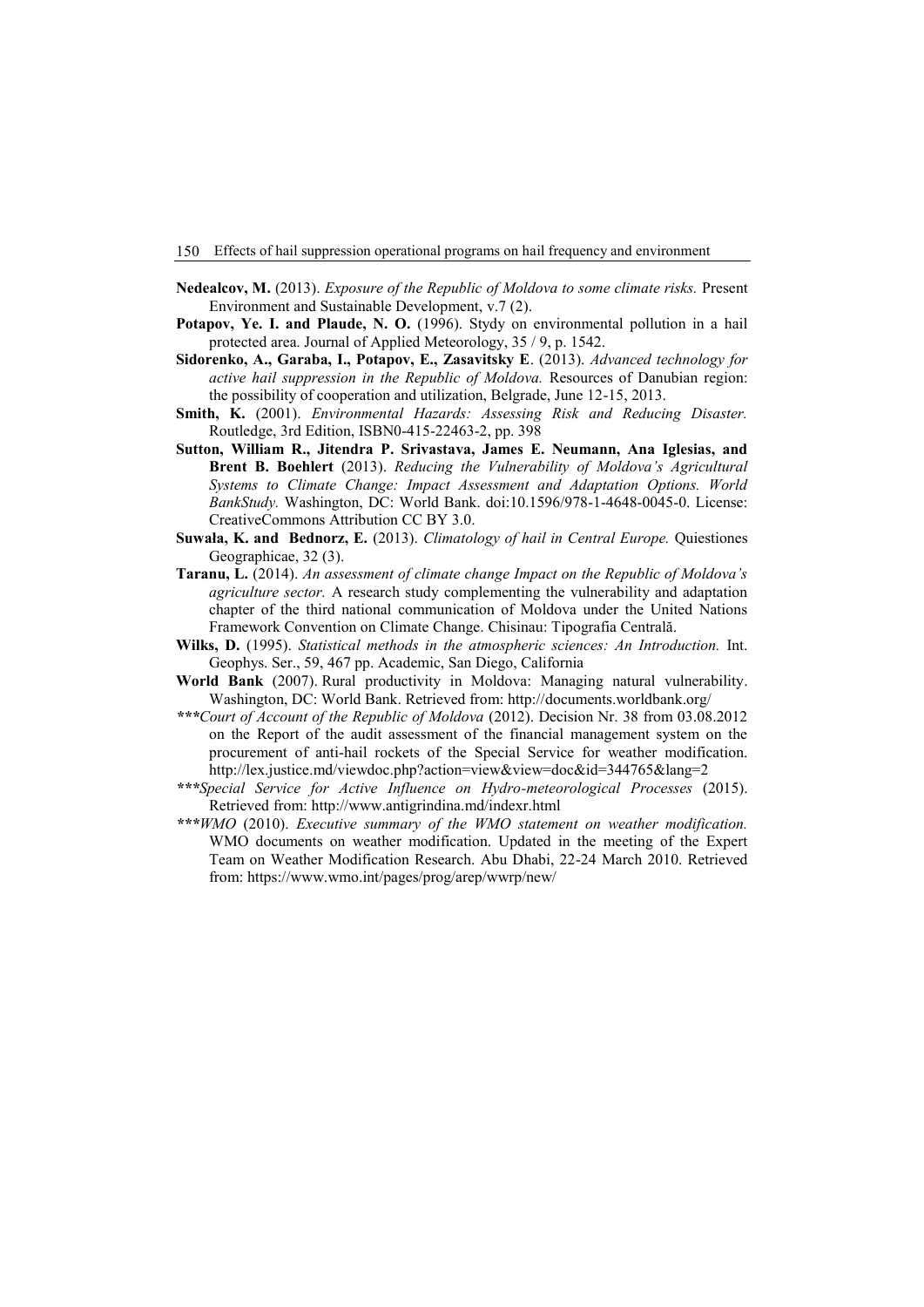**Nedealcov, M.** (2013). *Exposure of the Republic of Moldova to some climate risks.* Present Environment and Sustainable Development, v.7 (2).

**Potapov, Ye. I. and Plaude, N. O.** (1996). Stydy on environmental pollution in a hail protected area. Journal of Applied Meteorology, 35 / 9, p. 1542.

**Sidorenko, A., Garaba, I., Potapov, E., Zasavitsky E**. (2013). *Advanced technology for active hail suppression in the Republic of Moldova.* Resources of Danubian region: the possibility of cooperation and utilization, Belgrade, June 12-15, 2013.

**Smith, K.** (2001). *Environmental Hazards: Assessing Risk and Reducing Disaster.* Routledge, 3rd Edition, ISBN0-415-22463-2, pp. 398

**Sutton, William R., Jitendra P. Srivastava, James E. Neumann, Ana Iglesias, and Brent B. Boehlert** (2013). *Reducing the Vulnerability of Moldova's Agricultural Systems to Climate Change: Impact Assessment and Adaptation Options. World BankStudy.* Washington, DC: World Bank. doi:10.1596/978-1-4648-0045-0. License: CreativeCommons Attribution CC BY 3.0.

**Suwala, K. and Bednorz, E.** (2013). *Climatology of hail in Central Europe.* Quiestiones Geographicae, 32 (3).

**Taranu, L.** (2014). *An assessment of climate change Impact on the Republic of Moldova's agriculture sector.* A research study complementing the vulnerability and adaptation chapter of the third national communication of Moldova under the United Nations Framework Convention on Climate Change. Chisinau: Tipografia Centrală.

**Wilks, D.** (1995). *Statistical methods in the atmospheric sciences: An Introduction.* Int. Geophys. Ser., 59, 467 pp. Academic, San Diego, California

**World Bank** (2007). Rural productivity in Moldova: Managing natural vulnerability. Washington, DC: World Bank. Retrieved from: http://documents.worldbank.org/

***\*\*\*Court of Account of the Republic of Moldova*** (2012). Decision Nr. 38 from 03.08.2012 on the Report of the audit assessment of the financial management system on the procurement of anti-hail rockets of the Special Service for weather modification. http://lex.justice.md/viewdoc.php?action=view&view=doc&id=344765&lang=2

***\*\*\*Special Service for Active Influence on Hydro-meteorological Processes*** (2015). Retrieved from: http://www.antigrindina.md/indexr.html

***\*\*\*WMO*** (2010). *Executive summary of the WMO statement on weather modification.* WMO documents on weather modification. Updated in the meeting of the Expert Team on Weather Modification Research. Abu Dhabi, 22-24 March 2010. Retrieved from: https://www.wmo.int/pages/prog/arep/wwrp/new/